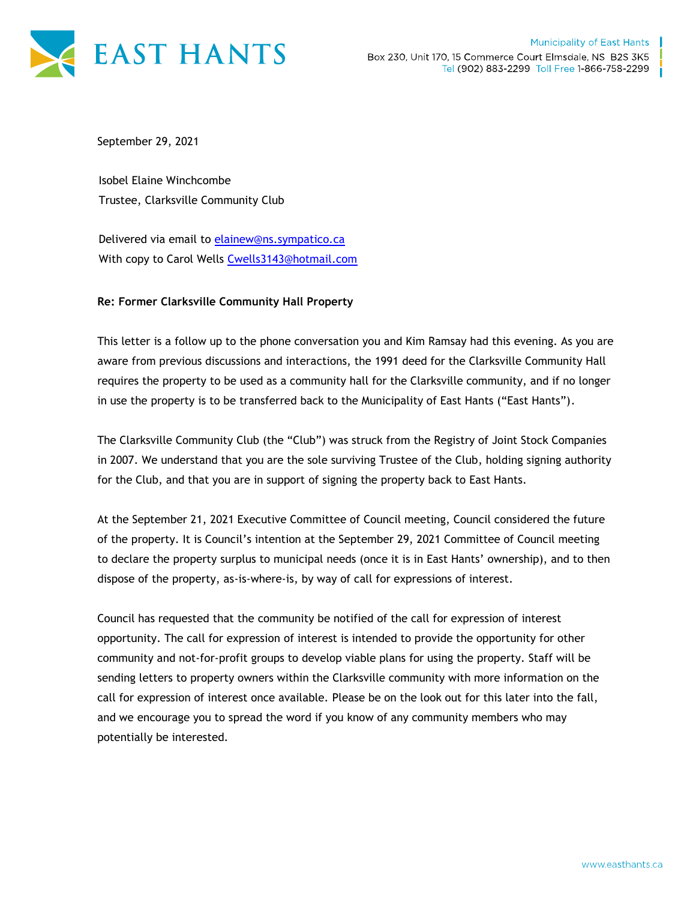September 29, 2021

Isobel Elaine Winchcombe
Trustee, Clarksville Community Club

Delivered via email to elainew@ns.sympatico.ca
With copy to Carol Wells Cwells3143@hotmail.com

**Re: Former Clarksville Community Hall Property**

This letter is a follow up to the phone conversation you and Kim Ramsay had this evening. As you are aware from previous discussions and interactions, the 1991 deed for the Clarksville Community Hall requires the property to be used as a community hall for the Clarksville community, and if no longer in use the property is to be transferred back to the Municipality of East Hants ("East Hants").

The Clarksville Community Club (the "Club") was struck from the Registry of Joint Stock Companies in 2007. We understand that you are the sole surviving Trustee of the Club, holding signing authority for the Club, and that you are in support of signing the property back to East Hants.

At the September 21, 2021 Executive Committee of Council meeting, Council considered the future of the property. It is Council's intention at the September 29, 2021 Committee of Council meeting to declare the property surplus to municipal needs (once it is in East Hants' ownership), and to then dispose of the property, as-is-where-is, by way of call for expressions of interest.

Council has requested that the community be notified of the call for expression of interest opportunity. The call for expression of interest is intended to provide the opportunity for other community and not-for-profit groups to develop viable plans for using the property. Staff will be sending letters to property owners within the Clarksville community with more information on the call for expression of interest once available. Please be on the look out for this later into the fall, and we encourage you to spread the word if you know of any community members who may potentially be interested.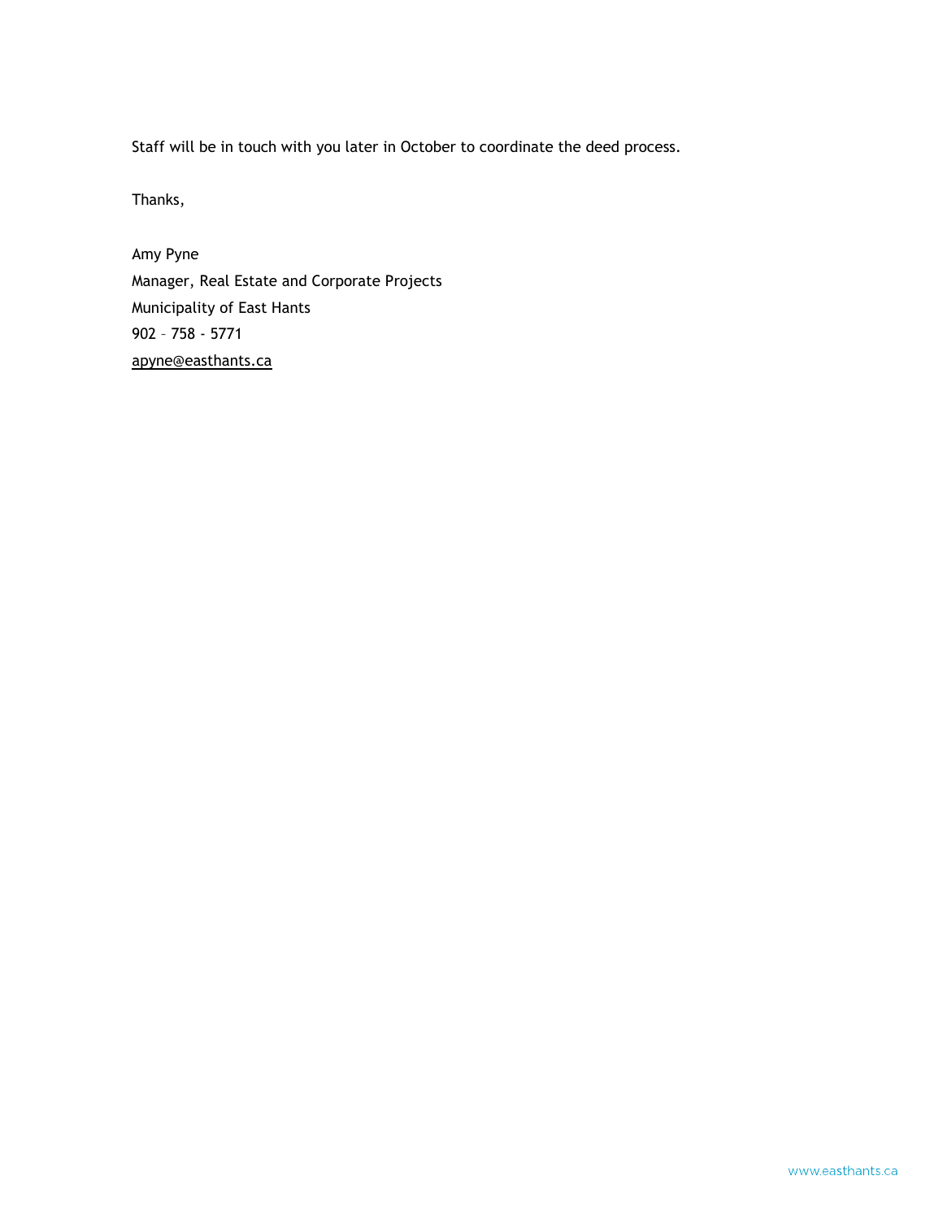Staff will be in touch with you later in October to coordinate the deed process.

Thanks,

Amy Pyne
Manager, Real Estate and Corporate Projects
Municipality of East Hants
902 – 758 - 5771
apyne@easthants.ca